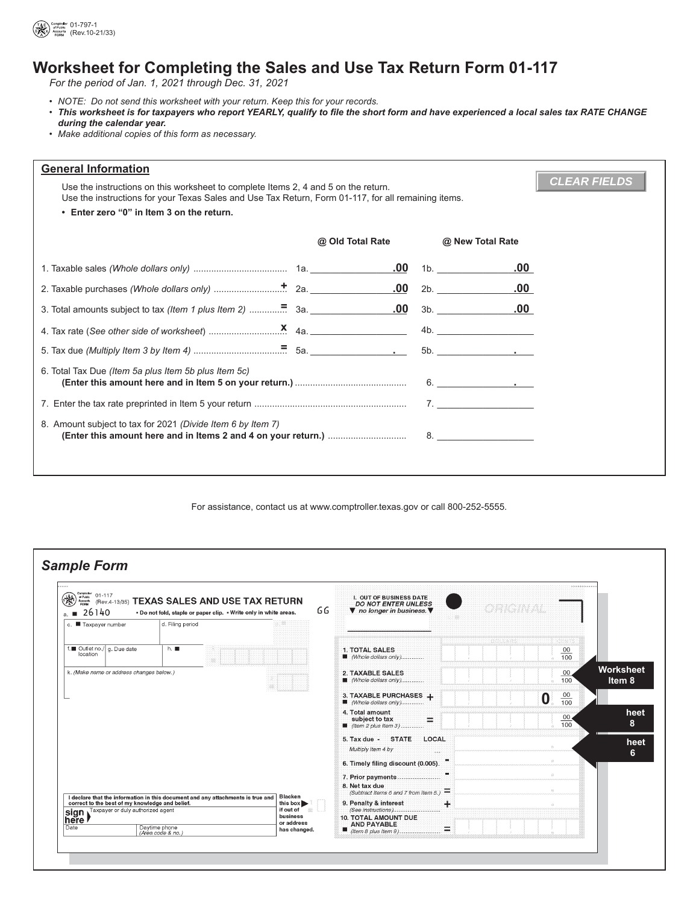01-797-1
(Rev.10-21/33)

# Worksheet for Completing the Sales and Use Tax Return Form 01-117

*For the period of Jan. 1, 2021 through Dec. 31, 2021*

- *NOTE: Do not send this worksheet with your return. Keep this for your records.*
- ***This worksheet is for taxpayers who report YEARLY, qualify to file the short form and have experienced a local sales tax RATE CHANGE during the calendar year.***
- *Make additional copies of this form as necessary.*

## General Information

Use the instructions on this worksheet to complete Items 2, 4 and 5 on the return.
Use the instructions for your Texas Sales and Use Tax Return, Form 01-117, for all remaining items.

- **Enter zero "0" in Item 3 on the return.**

CLEAR FIELDS

| | @ Old Total Rate | @ New Total Rate |
|---|---|---|
| 1. Taxable sales *(Whole dollars only)* | 1a. ______ .00 | 1b. ______ .00 |
| 2. Taxable purchases *(Whole dollars only)* **+** | 2a. ______ .00 | 2b. ______ .00 |
| 3. Total amounts subject to tax *(Item 1 plus Item 2)* **=** | 3a. ______ .00 | 3b. ______ .00 |
| 4. Tax rate (*See other side of worksheet*) **x** | 4a. ______ | 4b. ______ |
| 5. Tax due *(Multiply Item 3 by Item 4)* **=** | 5a. ______ . | 5b. ______ . |

6. Total Tax Due *(Item 5a plus Item 5b plus Item 5c)* **(Enter this amount here and in Item 5 on your return.)** 6. ______ .

7. Enter the tax rate preprinted in Item 5 your return 7. ______

8. Amount subject to tax for 2021 *(Divide Item 6 by Item 7)* **(Enter this amount here and in Items 2 and 4 on your return.)** 8. ______

For assistance, contact us at www.comptroller.texas.gov or call 800-252-5555.

## *Sample Form*

01-117 (Rev.4-13/35) **TEXAS SALES AND USE TAX RETURN**

a. 26140 • Do not fold, staple or paper clip. • Write only in white areas. GG

c. Taxpayer number | d. Filing period

f. Outlet no./location | g. Due date | h.

k. *(Make name or address changes below.)*

I. OUT OF BUSINESS DATE *DO NOT ENTER UNLESS no longer in business.*

ORIGINAL

| | | Dollars | Cents |
|---|---|---|---|
| 1. TOTAL SALES *(Whole dollars only)* | | | 00/100 |
| 2. TAXABLE SALES *(Whole dollars only)* | | | 00/100 ← Worksheet Item 8 |
| 3. TAXABLE PURCHASES *(Whole dollars only)* | + | 0 | 00/100 |
| 4. Total amount subject to tax *(Item 2 plus Item 3)* | = | | 00/100 ← Worksheet Item 8 |
| 5. Tax due - STATE LOCAL *Multiply Item 4 by* | | | ← Worksheet Item 6 |
| 6. Timely filing discount (0.005) | - | | |
| 7. Prior payments | - | | |
| 8. Net tax due *(Subtract Items 6 and 7 from Item 5.)* | = | | |
| 9. Penalty & interest *(See instructions)* | + | | |
| 10. TOTAL AMOUNT DUE AND PAYABLE *(Item 8 plus Item 9)* | = | | |

I declare that the information in this document and any attachments is true and correct to the best of my knowledge and belief.

sign here | Taxpayer or duly authorized agent

Date | Daytime phone *(Area code & no.)*

Blacken this box if out of business or address has changed.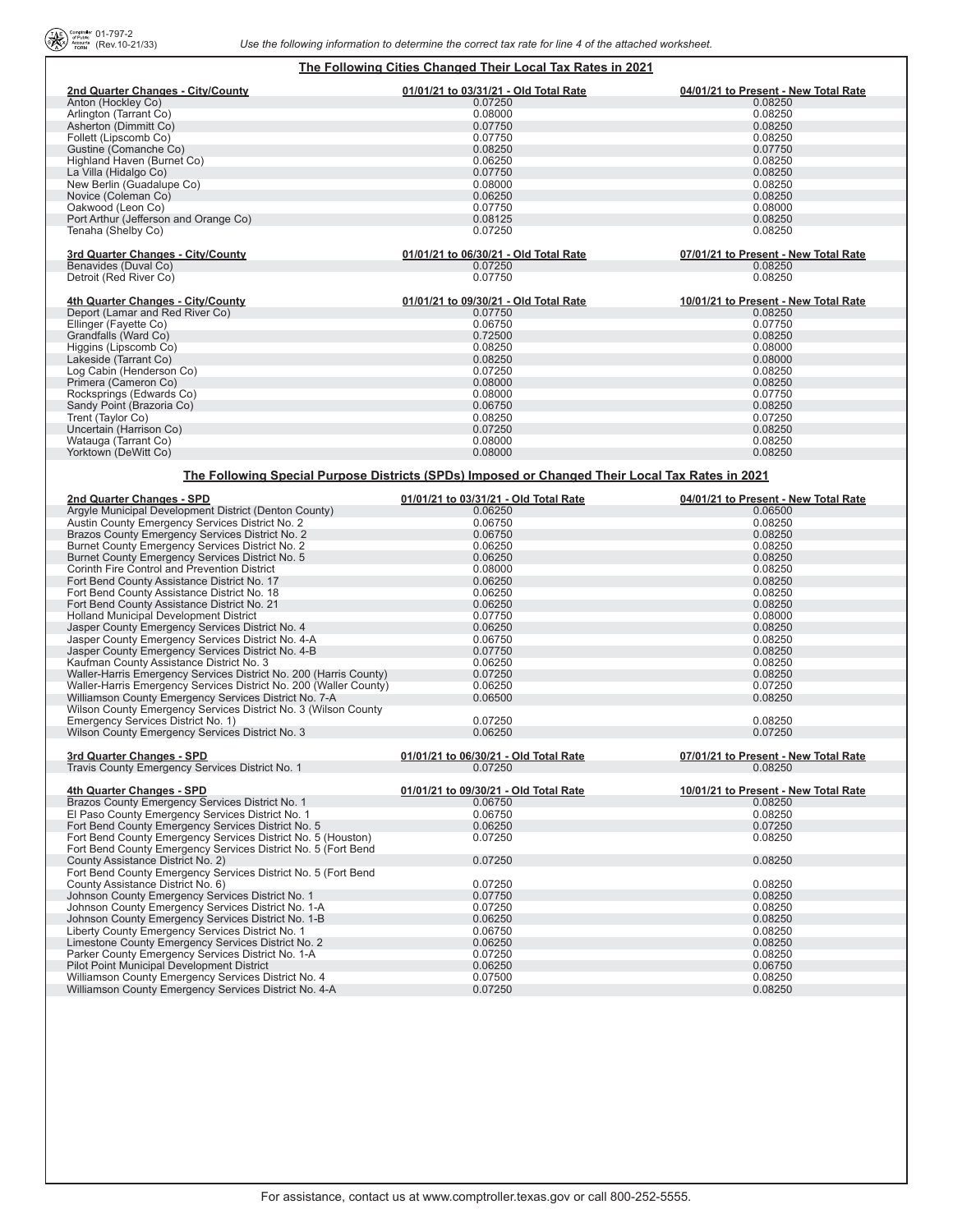01-797-2
(Rev.10-21/33)

*Use the following information to determine the correct tax rate for line 4 of the attached worksheet.*

## The Following Cities Changed Their Local Tax Rates in 2021

| 2nd Quarter Changes - City/County | 01/01/21 to 03/31/21 - Old Total Rate | 04/01/21 to Present - New Total Rate |
|---|---|---|
| Anton (Hockley Co) | 0.07250 | 0.08250 |
| Arlington (Tarrant Co) | 0.08000 | 0.08250 |
| Asherton (Dimmitt Co) | 0.07750 | 0.08250 |
| Follett (Lipscomb Co) | 0.07750 | 0.08250 |
| Gustine (Comanche Co) | 0.08250 | 0.07750 |
| Highland Haven (Burnet Co) | 0.06250 | 0.08250 |
| La Villa (Hidalgo Co) | 0.07750 | 0.08250 |
| New Berlin (Guadalupe Co) | 0.08000 | 0.08250 |
| Novice (Coleman Co) | 0.06250 | 0.08250 |
| Oakwood (Leon Co) | 0.07750 | 0.08000 |
| Port Arthur (Jefferson and Orange Co) | 0.08125 | 0.08250 |
| Tenaha (Shelby Co) | 0.07250 | 0.08250 |

| 3rd Quarter Changes - City/County | 01/01/21 to 06/30/21 - Old Total Rate | 07/01/21 to Present - New Total Rate |
|---|---|---|
| Benavides (Duval Co) | 0.07250 | 0.08250 |
| Detroit (Red River Co) | 0.07750 | 0.08250 |

| 4th Quarter Changes - City/County | 01/01/21 to 09/30/21 - Old Total Rate | 10/01/21 to Present - New Total Rate |
|---|---|---|
| Deport (Lamar and Red River Co) | 0.07750 | 0.08250 |
| Ellinger (Fayette Co) | 0.06750 | 0.07750 |
| Grandfalls (Ward Co) | 0.72500 | 0.08250 |
| Higgins (Lipscomb Co) | 0.08250 | 0.08000 |
| Lakeside (Tarrant Co) | 0.08250 | 0.08000 |
| Log Cabin (Henderson Co) | 0.07250 | 0.08250 |
| Primera (Cameron Co) | 0.08000 | 0.08250 |
| Rocksprings (Edwards Co) | 0.08000 | 0.07750 |
| Sandy Point (Brazoria Co) | 0.06750 | 0.08250 |
| Trent (Taylor Co) | 0.08250 | 0.07250 |
| Uncertain (Harrison Co) | 0.07250 | 0.08250 |
| Watauga (Tarrant Co) | 0.08000 | 0.08250 |
| Yorktown (DeWitt Co) | 0.08000 | 0.08250 |

## The Following Special Purpose Districts (SPDs) Imposed or Changed Their Local Tax Rates in 2021

| 2nd Quarter Changes - SPD | 01/01/21 to 03/31/21 - Old Total Rate | 04/01/21 to Present - New Total Rate |
|---|---|---|
| Argyle Municipal Development District (Denton County) | 0.06250 | 0.06500 |
| Austin County Emergency Services District No. 2 | 0.06750 | 0.08250 |
| Brazos County Emergency Services District No. 2 | 0.06750 | 0.08250 |
| Burnet County Emergency Services District No. 2 | 0.06250 | 0.08250 |
| Burnet County Emergency Services District No. 5 | 0.06250 | 0.08250 |
| Corinth Fire Control and Prevention District | 0.08000 | 0.08250 |
| Fort Bend County Assistance District No. 17 | 0.06250 | 0.08250 |
| Fort Bend County Assistance District No. 18 | 0.06250 | 0.08250 |
| Fort Bend County Assistance District No. 21 | 0.06250 | 0.08250 |
| Holland Municipal Development District | 0.07750 | 0.08000 |
| Jasper County Emergency Services District No. 4 | 0.06250 | 0.08250 |
| Jasper County Emergency Services District No. 4-A | 0.06750 | 0.08250 |
| Jasper County Emergency Services District No. 4-B | 0.07750 | 0.08250 |
| Kaufman County Assistance District No. 3 | 0.06250 | 0.08250 |
| Waller-Harris Emergency Services District No. 200 (Harris County) | 0.07250 | 0.08250 |
| Waller-Harris Emergency Services District No. 200 (Waller County) | 0.06250 | 0.07250 |
| Williamson County Emergency Services District No. 7-A | 0.06500 | 0.08250 |
| Wilson County Emergency Services District No. 3 (Wilson County Emergency Services District No. 1) | 0.07250 | 0.08250 |
| Wilson County Emergency Services District No. 3 | 0.06250 | 0.07250 |

| 3rd Quarter Changes - SPD | 01/01/21 to 06/30/21 - Old Total Rate | 07/01/21 to Present - New Total Rate |
|---|---|---|
| Travis County Emergency Services District No. 1 | 0.07250 | 0.08250 |

| 4th Quarter Changes - SPD | 01/01/21 to 09/30/21 - Old Total Rate | 10/01/21 to Present - New Total Rate |
|---|---|---|
| Brazos County Emergency Services District No. 1 | 0.06750 | 0.08250 |
| El Paso County Emergency Services District No. 1 | 0.06750 | 0.08250 |
| Fort Bend County Emergency Services District No. 5 | 0.06250 | 0.07250 |
| Fort Bend County Emergency Services District No. 5 (Houston) | 0.07250 | 0.08250 |
| Fort Bend County Emergency Services District No. 5 (Fort Bend County Assistance District No. 2) | 0.07250 | 0.08250 |
| Fort Bend County Emergency Services District No. 5 (Fort Bend County Assistance District No. 6) | 0.07250 | 0.08250 |
| Johnson County Emergency Services District No. 1 | 0.07750 | 0.08250 |
| Johnson County Emergency Services District No. 1-A | 0.07250 | 0.08250 |
| Johnson County Emergency Services District No. 1-B | 0.06250 | 0.08250 |
| Liberty County Emergency Services District No. 1 | 0.06750 | 0.08250 |
| Limestone County Emergency Services District No. 2 | 0.06250 | 0.08250 |
| Parker County Emergency Services District No. 1-A | 0.07250 | 0.08250 |
| Pilot Point Municipal Development District | 0.06250 | 0.06750 |
| Williamson County Emergency Services District No. 4 | 0.07500 | 0.08250 |
| Williamson County Emergency Services District No. 4-A | 0.07250 | 0.08250 |

For assistance, contact us at www.comptroller.texas.gov or call 800-252-5555.